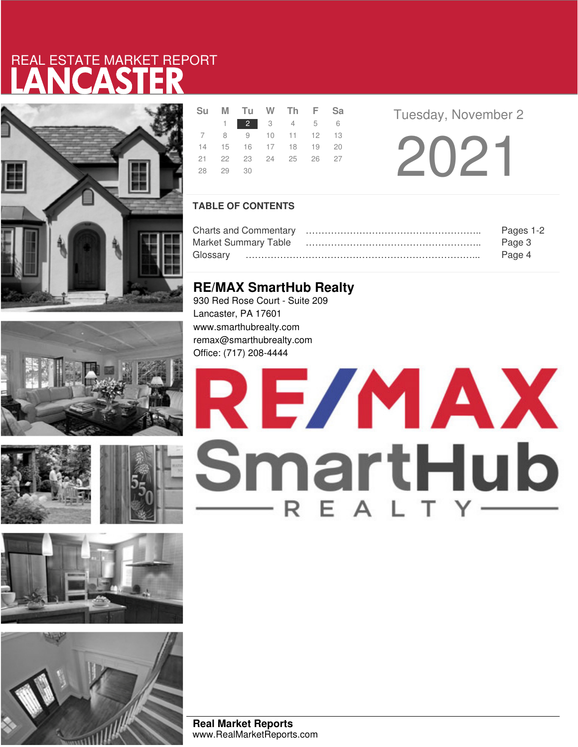REAL ESTATE MARKET REPORT

# LANCASTER

| Su | M | Tu | W | Th | F | Sa |
|---|---|---|---|---|---|---|
| | 1 | 2 | 3 | 4 | 5 | 6 |
| 7 | 8 | 9 | 10 | 11 | 12 | 13 |
| 14 | 15 | 16 | 17 | 18 | 19 | 20 |
| 21 | 22 | 23 | 24 | 25 | 26 | 27 |
| 28 | 29 | 30 | | | | |

Tuesday, November 2

2021

## TABLE OF CONTENTS

Charts and Commentary ………………………………………………….. Pages 1-2
Market Summary Table ………………………………………………….. Page 3
Glossary ………………………………………………………………….. Page 4

## RE/MAX SmartHub Realty

930 Red Rose Court - Suite 209
Lancaster, PA 17601
www.smarthubrealty.com
remax@smarthubrealty.com
Office: (717) 208-4444

RE/MAX SmartHub REALTY

**Real Market Reports**
www.RealMarketReports.com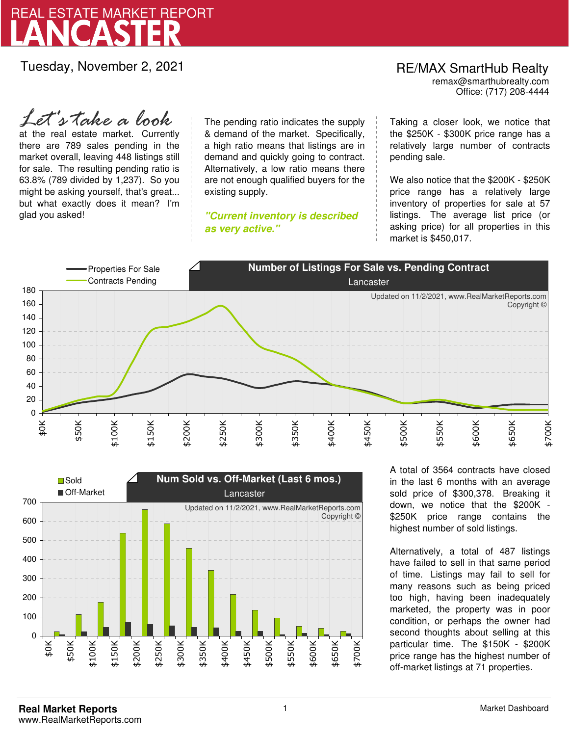# REAL ESTATE MARKET REPORT
# LANCASTER

Tuesday, November 2, 2021

RE/MAX SmartHub Realty
remax@smarthubrealty.com
Office: (717) 208-4444

*Let's take a look* at the real estate market. Currently there are 789 sales pending in the market overall, leaving 448 listings still for sale. The resulting pending ratio is 63.8% (789 divided by 1,237). So you might be asking yourself, that's great... but what exactly does it mean? I'm glad you asked!

The pending ratio indicates the supply & demand of the market. Specifically, a high ratio means that listings are in demand and quickly going to contract. Alternatively, a low ratio means there are not enough qualified buyers for the existing supply.

***"Current inventory is described as very active."***

Taking a closer look, we notice that the $250K - $300K price range has a relatively large number of contracts pending sale.

We also notice that the $200K - $250K price range has a relatively large inventory of properties for sale at 57 listings. The average list price (or asking price) for all properties in this market is $450,017.

**Number of Listings For Sale vs. Pending Contract**
Lancaster

Properties For Sale / Contracts Pending

Updated on 11/2/2021, www.RealMarketReports.com Copyright ©

**Num Sold vs. Off-Market (Last 6 mos.)**
Lancaster

Sold / Off-Market

Updated on 11/2/2021, www.RealMarketReports.com Copyright ©

A total of 3564 contracts have closed in the last 6 months with an average sold price of $300,378. Breaking it down, we notice that the $200K - $250K price range contains the highest number of sold listings.

Alternatively, a total of 487 listings have failed to sell in that same period of time. Listings may fail to sell for many reasons such as being priced too high, having been inadequately marketed, the property was in poor condition, or perhaps the owner had second thoughts about selling at this particular time. The $150K - $200K price range has the highest number of off-market listings at 71 properties.

**Real Market Reports**
www.RealMarketReports.com

Market Dashboard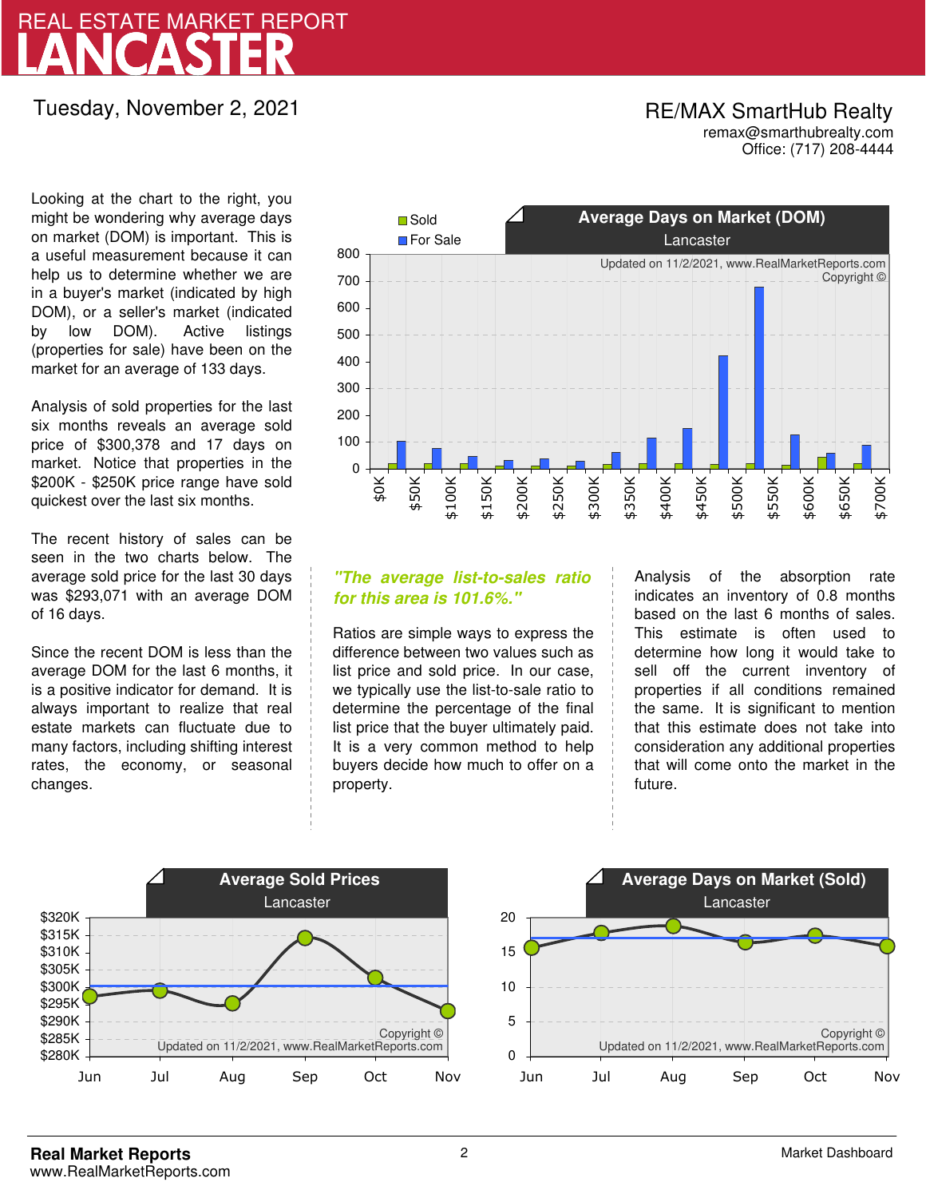# LANCASTER

## REAL ESTATE MARKET REPORT

Tuesday, November 2, 2021

RE/MAX SmartHub Realty
remax@smarthubrealty.com
Office: (717) 208-4444

Looking at the chart to the right, you might be wondering why average days on market (DOM) is important. This is a useful measurement because it can help us to determine whether we are in a buyer's market (indicated by high DOM), or a seller's market (indicated by low DOM). Active listings (properties for sale) have been on the market for an average of 133 days.

Analysis of sold properties for the last six months reveals an average sold price of $300,378 and 17 days on market. Notice that properties in the $200K - $250K price range have sold quickest over the last six months.

The recent history of sales can be seen in the two charts below. The average sold price for the last 30 days was $293,071 with an average DOM of 16 days.

Since the recent DOM is less than the average DOM for the last 6 months, it is a positive indicator for demand. It is always important to realize that real estate markets can fluctuate due to many factors, including shifting interest rates, the economy, or seasonal changes.

**Average Days on Market (DOM)**
Lancaster

*"The average list-to-sales ratio for this area is 101.6%."*

Ratios are simple ways to express the difference between two values such as list price and sold price. In our case, we typically use the list-to-sale ratio to determine the percentage of the final list price that the buyer ultimately paid. It is a very common method to help buyers decide how much to offer on a property.

Analysis of the absorption rate indicates an inventory of 0.8 months based on the last 6 months of sales. This estimate is often used to determine how long it would take to sell off the current inventory of properties if all conditions remained the same. It is significant to mention that this estimate does not take into consideration any additional properties that will come onto the market in the future.

**Average Sold Prices**
Lancaster

**Average Days on Market (Sold)**
Lancaster

**Real Market Reports**
www.RealMarketReports.com

Market Dashboard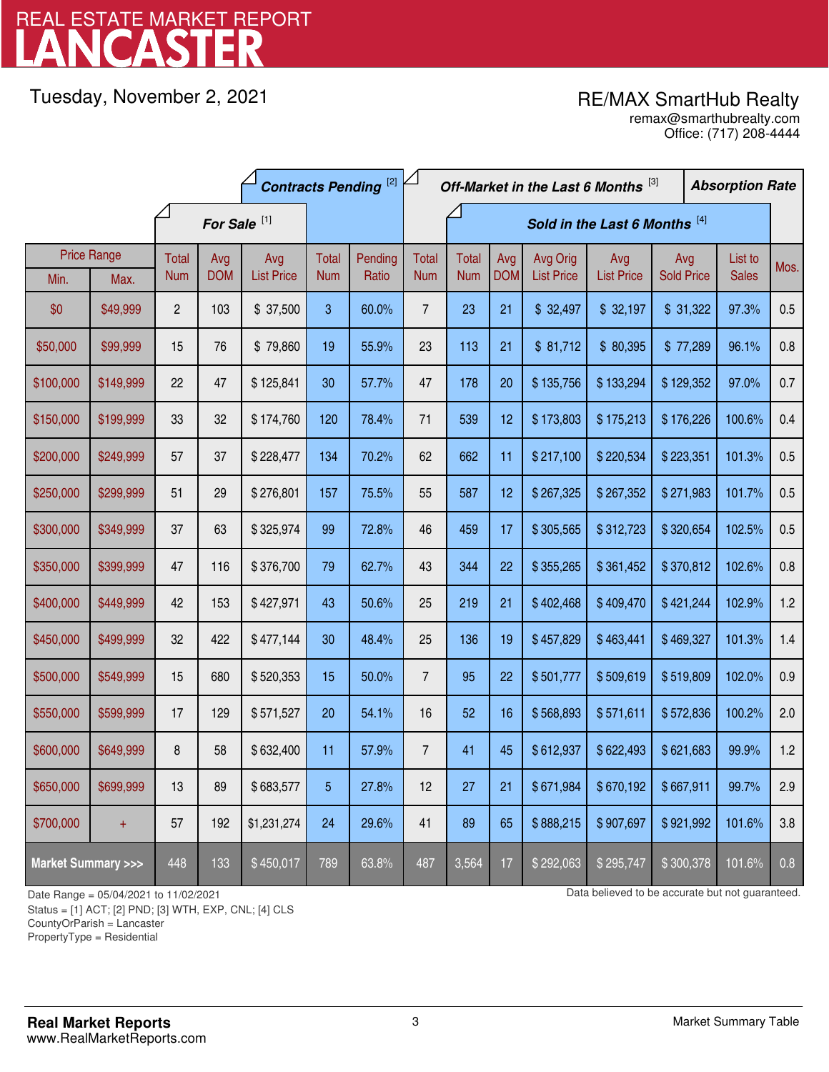# REAL ESTATE MARKET REPORT
# LANCASTER

Tuesday, November 2, 2021

**RE/MAX SmartHub Realty**
remax@smarthubrealty.com
Office: (717) 208-4444

| Price Range | | For Sale [1] | | | Contracts Pending [2] | | Off-Market in the Last 6 Months [3] | Sold in the Last 6 Months [4] | | | | | | Absorption Rate |
|---|---|---|---|---|---|---|---|---|---|---|---|---|---|---|
| Min. | Max. | Total Num | Avg DOM | Avg List Price | Total Num | Pending Ratio | Total Num | Total Num | Avg DOM | Avg Orig List Price | Avg List Price | Avg Sold Price | List to Sales | Mos. |
| $0 | $49,999 | 2 | 103 | $ 37,500 | 3 | 60.0% | 7 | 23 | 21 | $ 32,497 | $ 32,197 | $ 31,322 | 97.3% | 0.5 |
| $50,000 | $99,999 | 15 | 76 | $ 79,860 | 19 | 55.9% | 23 | 113 | 21 | $ 81,712 | $ 80,395 | $ 77,289 | 96.1% | 0.8 |
| $100,000 | $149,999 | 22 | 47 | $ 125,841 | 30 | 57.7% | 47 | 178 | 20 | $ 135,756 | $ 133,294 | $ 129,352 | 97.0% | 0.7 |
| $150,000 | $199,999 | 33 | 32 | $ 174,760 | 120 | 78.4% | 71 | 539 | 12 | $ 173,803 | $ 175,213 | $ 176,226 | 100.6% | 0.4 |
| $200,000 | $249,999 | 57 | 37 | $ 228,477 | 134 | 70.2% | 62 | 662 | 11 | $ 217,100 | $ 220,534 | $ 223,351 | 101.3% | 0.5 |
| $250,000 | $299,999 | 51 | 29 | $ 276,801 | 157 | 75.5% | 55 | 587 | 12 | $ 267,325 | $ 267,352 | $ 271,983 | 101.7% | 0.5 |
| $300,000 | $349,999 | 37 | 63 | $ 325,974 | 99 | 72.8% | 46 | 459 | 17 | $ 305,565 | $ 312,723 | $ 320,654 | 102.5% | 0.5 |
| $350,000 | $399,999 | 47 | 116 | $ 376,700 | 79 | 62.7% | 43 | 344 | 22 | $ 355,265 | $ 361,452 | $ 370,812 | 102.6% | 0.8 |
| $400,000 | $449,999 | 42 | 153 | $ 427,971 | 43 | 50.6% | 25 | 219 | 21 | $ 402,468 | $ 409,470 | $ 421,244 | 102.9% | 1.2 |
| $450,000 | $499,999 | 32 | 422 | $ 477,144 | 30 | 48.4% | 25 | 136 | 19 | $ 457,829 | $ 463,441 | $ 469,327 | 101.3% | 1.4 |
| $500,000 | $549,999 | 15 | 680 | $ 520,353 | 15 | 50.0% | 7 | 95 | 22 | $ 501,777 | $ 509,619 | $ 519,809 | 102.0% | 0.9 |
| $550,000 | $599,999 | 17 | 129 | $ 571,527 | 20 | 54.1% | 16 | 52 | 16 | $ 568,893 | $ 571,611 | $ 572,836 | 100.2% | 2.0 |
| $600,000 | $649,999 | 8 | 58 | $ 632,400 | 11 | 57.9% | 7 | 41 | 45 | $ 612,937 | $ 622,493 | $ 621,683 | 99.9% | 1.2 |
| $650,000 | $699,999 | 13 | 89 | $ 683,577 | 5 | 27.8% | 12 | 27 | 21 | $ 671,984 | $ 670,192 | $ 667,911 | 99.7% | 2.9 |
| $700,000 | + | 57 | 192 | $1,231,274 | 24 | 29.6% | 41 | 89 | 65 | $ 888,215 | $ 907,697 | $ 921,992 | 101.6% | 3.8 |
| **Market Summary >>>** | | 448 | 133 | $ 450,017 | 789 | 63.8% | 487 | 3,564 | 17 | $ 292,063 | $ 295,747 | $ 300,378 | 101.6% | 0.8 |

Date Range = 05/04/2021 to 11/02/2021
Status = [1] ACT; [2] PND; [3] WTH, EXP, CNL; [4] CLS
CountyOrParish = Lancaster
PropertyType = Residential

Data believed to be accurate but not guaranteed.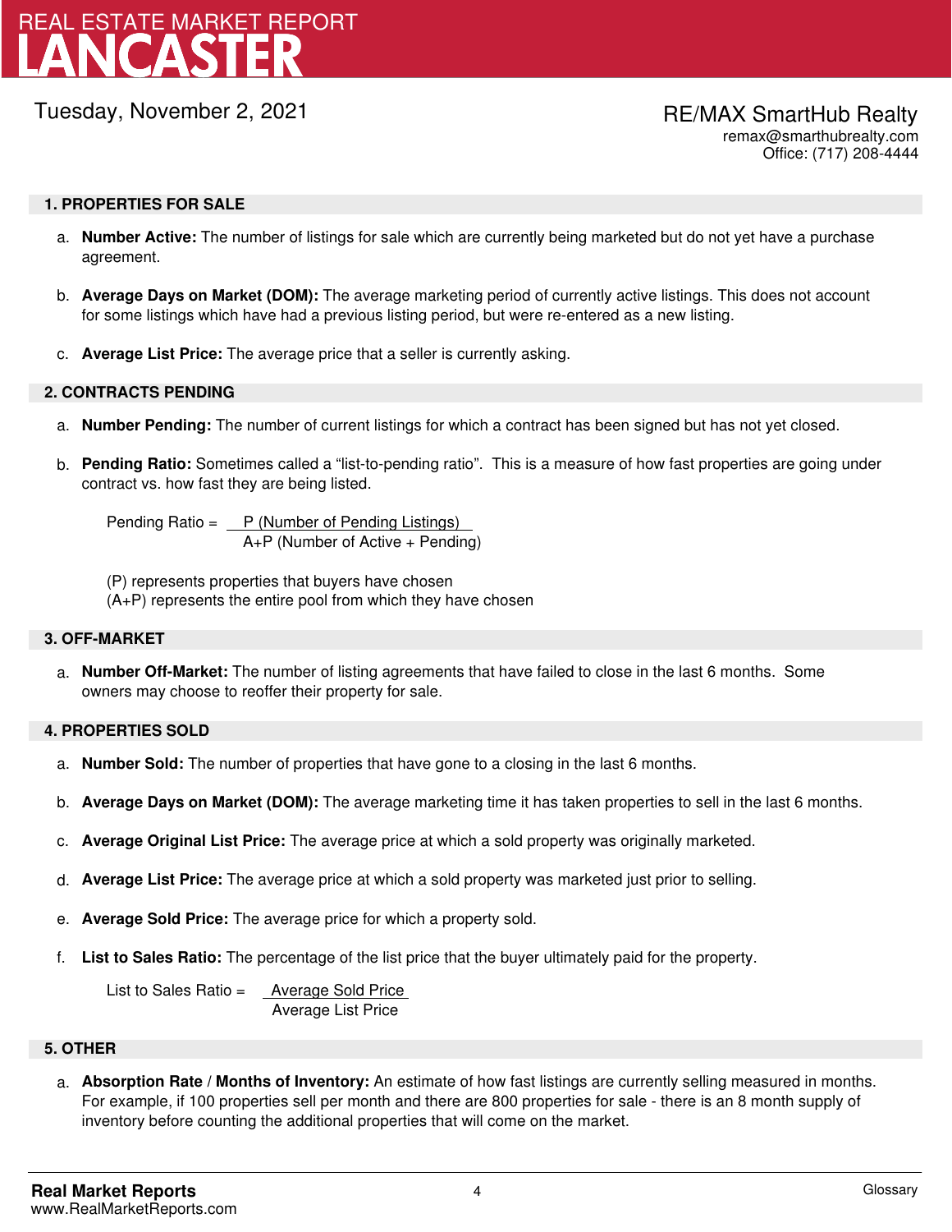# LANCASTER

REAL ESTATE MARKET REPORT

Tuesday, November 2, 2021

RE/MAX SmartHub Realty
remax@smarthubrealty.com
Office: (717) 208-4444

## 1. PROPERTIES FOR SALE

a. **Number Active:** The number of listings for sale which are currently being marketed but do not yet have a purchase agreement.

b. **Average Days on Market (DOM):** The average marketing period of currently active listings. This does not account for some listings which have had a previous listing period, but were re-entered as a new listing.

c. **Average List Price:** The average price that a seller is currently asking.

## 2. CONTRACTS PENDING

a. **Number Pending:** The number of current listings for which a contract has been signed but has not yet closed.

b. **Pending Ratio:** Sometimes called a "list-to-pending ratio". This is a measure of how fast properties are going under contract vs. how fast they are being listed.

$$\text{Pending Ratio} = \frac{\text{P (Number of Pending Listings)}}{\text{A+P (Number of Active + Pending)}}$$

(P) represents properties that buyers have chosen
(A+P) represents the entire pool from which they have chosen

## 3. OFF-MARKET

a. **Number Off-Market:** The number of listing agreements that have failed to close in the last 6 months. Some owners may choose to reoffer their property for sale.

## 4. PROPERTIES SOLD

a. **Number Sold:** The number of properties that have gone to a closing in the last 6 months.

b. **Average Days on Market (DOM):** The average marketing time it has taken properties to sell in the last 6 months.

c. **Average Original List Price:** The average price at which a sold property was originally marketed.

d. **Average List Price:** The average price at which a sold property was marketed just prior to selling.

e. **Average Sold Price:** The average price for which a property sold.

f. **List to Sales Ratio:** The percentage of the list price that the buyer ultimately paid for the property.

$$\text{List to Sales Ratio} = \frac{\text{Average Sold Price}}{\text{Average List Price}}$$

## 5. OTHER

a. **Absorption Rate / Months of Inventory:** An estimate of how fast listings are currently selling measured in months. For example, if 100 properties sell per month and there are 800 properties for sale - there is an 8 month supply of inventory before counting the additional properties that will come on the market.